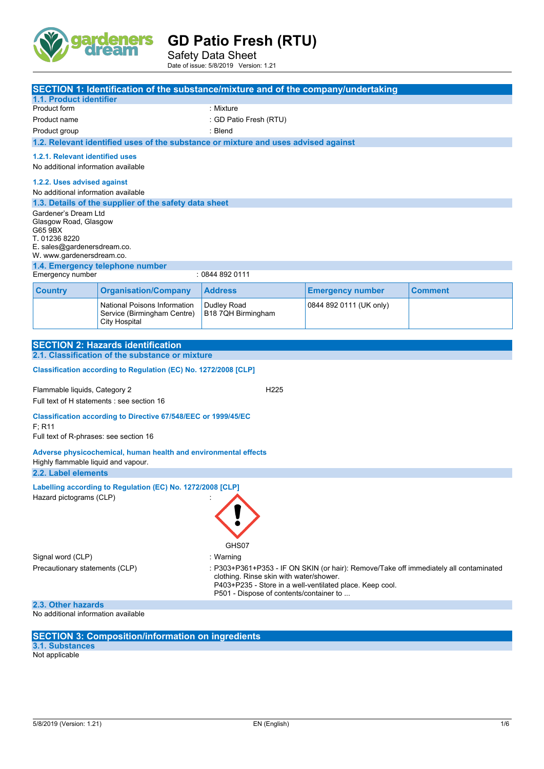# GD Patio Fresh (RTU)

Safety Data Sheet

Date of issue: 5/8/2019 Version: 1.21

## SECTION 1: Identification of the substance/mixture and of the company/undertaking

### 1.1. Product identifier

Product form : Mixture

Product name : GD Patio Fresh (RTU)

Product group : Blend

### 1.2. Relevant identified uses of the substance or mixture and uses advised against

#### 1.2.1. Relevant identified uses

No additional information available

#### 1.2.2. Uses advised against

No additional information available

### 1.3. Details of the supplier of the safety data sheet

Gardener's Dream Ltd
Glasgow Road, Glasgow
G65 9BX
T. 01236 8220
E. sales@gardenersdream.co.
W. www.gardenersdream.co.

### 1.4. Emergency telephone number

Emergency number : 0844 892 0111

| Country | Organisation/Company | Address | Emergency number | Comment |
|---|---|---|---|---|
| | National Poisons Information Service (Birmingham Centre) City Hospital | Dudley Road B18 7QH Birmingham | 0844 892 0111 (UK only) | |

## SECTION 2: Hazards identification

### 2.1. Classification of the substance or mixture

#### Classification according to Regulation (EC) No. 1272/2008 [CLP]

Flammable liquids, Category 2 H225

Full text of H statements : see section 16

#### Classification according to Directive 67/548/EEC or 1999/45/EC

F; R11

Full text of R-phrases: see section 16

#### Adverse physicochemical, human health and environmental effects

Highly flammable liquid and vapour.

### 2.2. Label elements

#### Labelling according to Regulation (EC) No. 1272/2008 [CLP]

Hazard pictograms (CLP) :

GHS07

Signal word (CLP) : Warning

Precautionary statements (CLP) : P303+P361+P353 - IF ON SKIN (or hair): Remove/Take off immediately all contaminated clothing. Rinse skin with water/shower.
P403+P235 - Store in a well-ventilated place. Keep cool.
P501 - Dispose of contents/container to ...

### 2.3. Other hazards

No additional information available

## SECTION 3: Composition/information on ingredients

### 3.1. Substances

Not applicable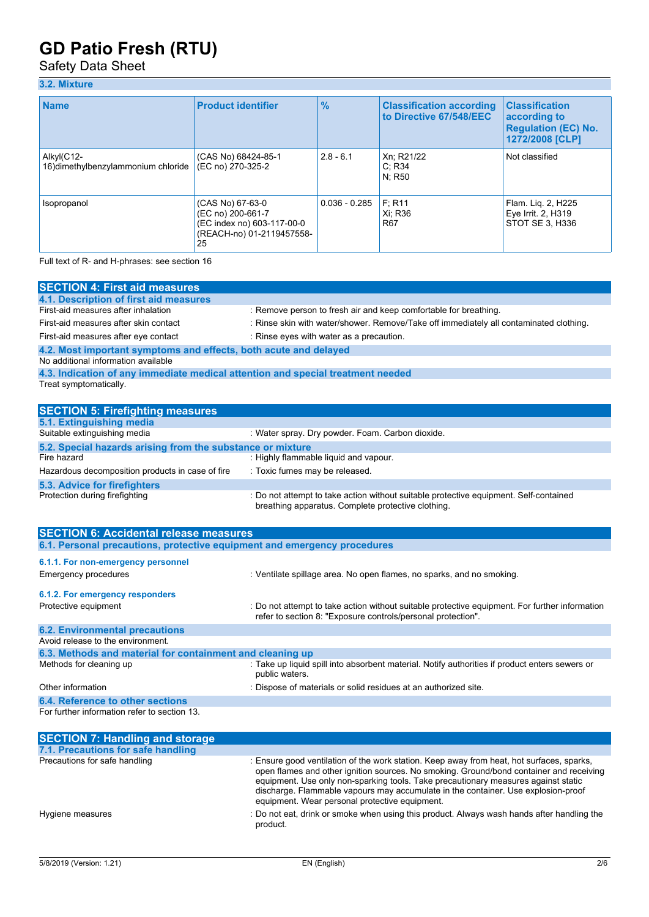### 3.2. Mixture

| Name | Product identifier | % | Classification according to Directive 67/548/EEC | Classification according to Regulation (EC) No. 1272/2008 [CLP] |
|---|---|---|---|---|
| Alkyl(C12-16)dimethylbenzylammonium chloride | (CAS No) 68424-85-1<br>(EC no) 270-325-2 | 2.8 - 6.1 | Xn; R21/22<br>C; R34<br>N; R50 | Not classified |
| Isopropanol | (CAS No) 67-63-0<br>(EC no) 200-661-7<br>(EC index no) 603-117-00-0<br>(REACH-no) 01-2119457558-25 | 0.036 - 0.285 | F; R11<br>Xi; R36<br>R67 | Flam. Liq. 2, H225<br>Eye Irrit. 2, H319<br>STOT SE 3, H336 |

Full text of R- and H-phrases: see section 16

## SECTION 4: First aid measures

### 4.1. Description of first aid measures

First-aid measures after inhalation : Remove person to fresh air and keep comfortable for breathing.

First-aid measures after skin contact : Rinse skin with water/shower. Remove/Take off immediately all contaminated clothing.

First-aid measures after eye contact : Rinse eyes with water as a precaution.

### 4.2. Most important symptoms and effects, both acute and delayed

No additional information available

### 4.3. Indication of any immediate medical attention and special treatment needed

Treat symptomatically.

## SECTION 5: Firefighting measures

### 5.1. Extinguishing media

Suitable extinguishing media : Water spray. Dry powder. Foam. Carbon dioxide.

### 5.2. Special hazards arising from the substance or mixture

Fire hazard : Highly flammable liquid and vapour.

Hazardous decomposition products in case of fire : Toxic fumes may be released.

### 5.3. Advice for firefighters

Protection during firefighting : Do not attempt to take action without suitable protective equipment. Self-contained breathing apparatus. Complete protective clothing.

## SECTION 6: Accidental release measures

### 6.1. Personal precautions, protective equipment and emergency procedures

#### 6.1.1. For non-emergency personnel

Emergency procedures : Ventilate spillage area. No open flames, no sparks, and no smoking.

#### 6.1.2. For emergency responders

Protective equipment : Do not attempt to take action without suitable protective equipment. For further information refer to section 8: "Exposure controls/personal protection".

### 6.2. Environmental precautions

Avoid release to the environment.

### 6.3. Methods and material for containment and cleaning up

Methods for cleaning up : Take up liquid spill into absorbent material. Notify authorities if product enters sewers or public waters.

Other information : Dispose of materials or solid residues at an authorized site.

### 6.4. Reference to other sections

For further information refer to section 13.

## SECTION 7: Handling and storage

### 7.1. Precautions for safe handling

Precautions for safe handling : Ensure good ventilation of the work station. Keep away from heat, hot surfaces, sparks, open flames and other ignition sources. No smoking. Ground/bond container and receiving equipment. Use only non-sparking tools. Take precautionary measures against static discharge. Flammable vapours may accumulate in the container. Use explosion-proof equipment. Wear personal protective equipment.

Hygiene measures : Do not eat, drink or smoke when using this product. Always wash hands after handling the product.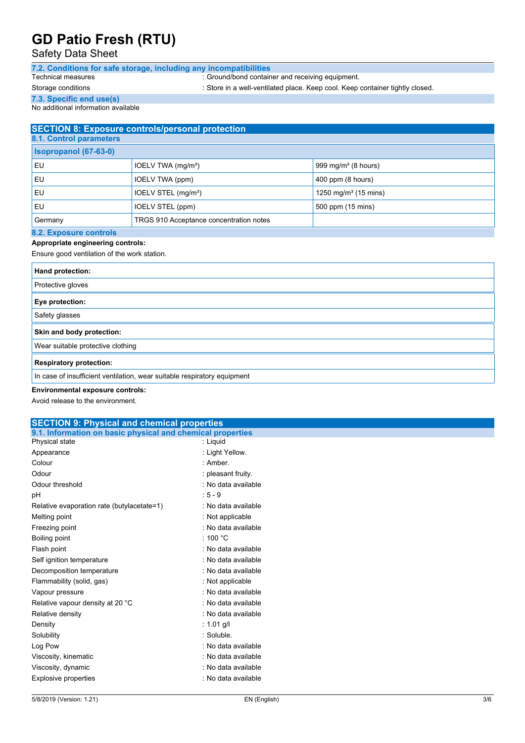### 7.2. Conditions for safe storage, including any incompatibilities

Technical measures : Ground/bond container and receiving equipment.

Storage conditions : Store in a well-ventilated place. Keep cool. Keep container tightly closed.

### 7.3. Specific end use(s)

No additional information available

## SECTION 8: Exposure controls/personal protection

### 8.1. Control parameters

| Isopropanol (67-63-0) | | |
|---|---|---|
| EU | IOELV TWA (mg/m³) | 999 mg/m³ (8 hours) |
| EU | IOELV TWA (ppm) | 400 ppm (8 hours) |
| EU | IOELV STEL (mg/m³) | 1250 mg/m³ (15 mins) |
| EU | IOELV STEL (ppm) | 500 ppm (15 mins) |
| Germany | TRGS 910 Acceptance concentration notes | |

### 8.2. Exposure controls

**Appropriate engineering controls:**

Ensure good ventilation of the work station.

| Hand protection: |
|---|
| Protective gloves |

| Eye protection: |
|---|
| Safety glasses |

| Skin and body protection: |
|---|
| Wear suitable protective clothing |

| Respiratory protection: |
|---|
| In case of insufficient ventilation, wear suitable respiratory equipment |

**Environmental exposure controls:**

Avoid release to the environment.

## SECTION 9: Physical and chemical properties

### 9.1. Information on basic physical and chemical properties

Physical state : Liquid

Appearance : Light Yellow.

Colour : Amber.

Odour : pleasant fruity.

Odour threshold : No data available

pH : 5 - 9

Relative evaporation rate (butylacetate=1) : No data available

Melting point : Not applicable

Freezing point : No data available

Boiling point : 100 °C

Flash point : No data available

Self ignition temperature : No data available

Decomposition temperature : No data available

Flammability (solid, gas) : Not applicable

Vapour pressure : No data available

Relative vapour density at 20 °C : No data available

Relative density : No data available

Density : 1.01 g/l

Solubility : Soluble.

Log Pow : No data available

Viscosity, kinematic : No data available

Viscosity, dynamic : No data available

Explosive properties : No data available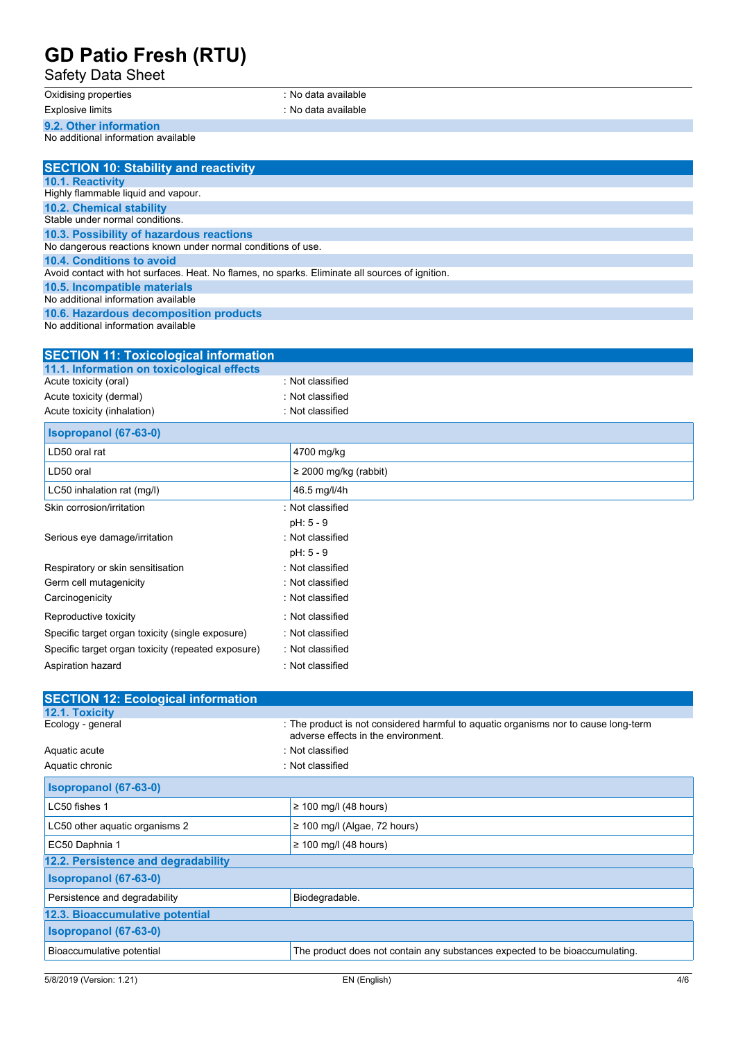| | |
|---|---|
| Oxidising properties | : No data available |
| Explosive limits | : No data available |

### 9.2. Other information

No additional information available

## SECTION 10: Stability and reactivity

### 10.1. Reactivity

Highly flammable liquid and vapour.

### 10.2. Chemical stability

Stable under normal conditions.

### 10.3. Possibility of hazardous reactions

No dangerous reactions known under normal conditions of use.

### 10.4. Conditions to avoid

Avoid contact with hot surfaces. Heat. No flames, no sparks. Eliminate all sources of ignition.

### 10.5. Incompatible materials

No additional information available

### 10.6. Hazardous decomposition products

No additional information available

## SECTION 11: Toxicological information

### 11.1. Information on toxicological effects

| | |
|---|---|
| Acute toxicity (oral) | : Not classified |
| Acute toxicity (dermal) | : Not classified |
| Acute toxicity (inhalation) | : Not classified |

| Isopropanol (67-63-0) | |
|---|---|
| LD50 oral rat | 4700 mg/kg |
| LD50 oral | ≥ 2000 mg/kg (rabbit) |
| LC50 inhalation rat (mg/l) | 46.5 mg/l/4h |

| | |
|---|---|
| Skin corrosion/irritation | : Not classified<br>pH: 5 - 9 |
| Serious eye damage/irritation | : Not classified<br>pH: 5 - 9 |
| Respiratory or skin sensitisation | : Not classified |
| Germ cell mutagenicity | : Not classified |
| Carcinogenicity | : Not classified |
| Reproductive toxicity | : Not classified |
| Specific target organ toxicity (single exposure) | : Not classified |
| Specific target organ toxicity (repeated exposure) | : Not classified |
| Aspiration hazard | : Not classified |

## SECTION 12: Ecological information

### 12.1. Toxicity

| | |
|---|---|
| Ecology - general | : The product is not considered harmful to aquatic organisms nor to cause long-term adverse effects in the environment. |
| Aquatic acute | : Not classified |
| Aquatic chronic | : Not classified |

| Isopropanol (67-63-0) | |
|---|---|
| LC50 fishes 1 | ≥ 100 mg/l (48 hours) |
| LC50 other aquatic organisms 2 | ≥ 100 mg/l (Algae, 72 hours) |
| EC50 Daphnia 1 | ≥ 100 mg/l (48 hours) |

### 12.2. Persistence and degradability

| Isopropanol (67-63-0) | |
|---|---|
| Persistence and degradability | Biodegradable. |

### 12.3. Bioaccumulative potential

| Isopropanol (67-63-0) | |
|---|---|
| Bioaccumulative potential | The product does not contain any substances expected to be bioaccumulating. |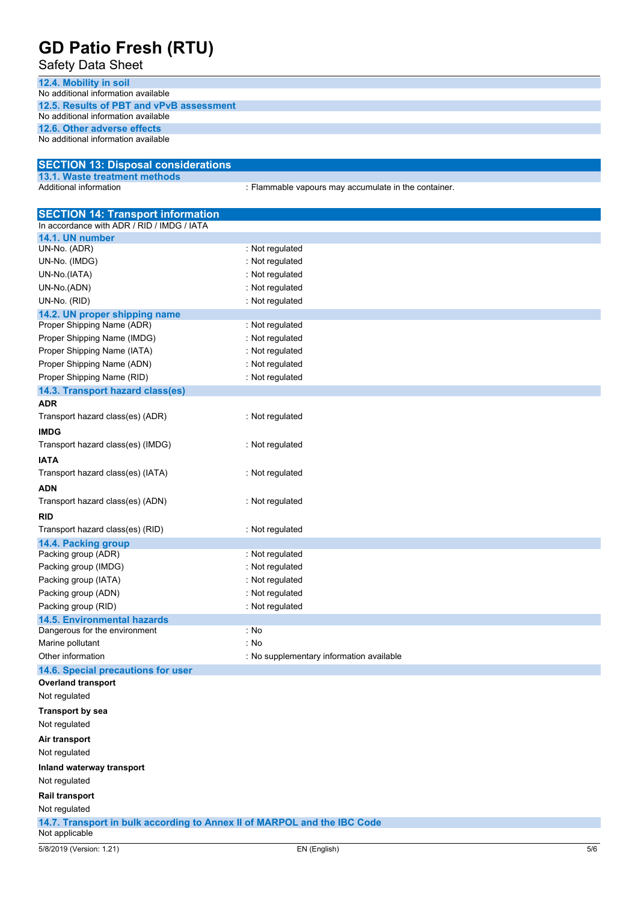#### 12.4. Mobility in soil

No additional information available

#### 12.5. Results of PBT and vPvB assessment

No additional information available

#### 12.6. Other adverse effects

No additional information available

## SECTION 13: Disposal considerations

### 13.1. Waste treatment methods

| | |
|---|---|
| Additional information | : Flammable vapours may accumulate in the container. |

## SECTION 14: Transport information

In accordance with ADR / RID / IMDG / IATA

### 14.1. UN number

| | |
|---|---|
| UN-No. (ADR) | : Not regulated |
| UN-No. (IMDG) | : Not regulated |
| UN-No.(IATA) | : Not regulated |
| UN-No.(ADN) | : Not regulated |
| UN-No. (RID) | : Not regulated |

### 14.2. UN proper shipping name

| | |
|---|---|
| Proper Shipping Name (ADR) | : Not regulated |
| Proper Shipping Name (IMDG) | : Not regulated |
| Proper Shipping Name (IATA) | : Not regulated |
| Proper Shipping Name (ADN) | : Not regulated |
| Proper Shipping Name (RID) | : Not regulated |

### 14.3. Transport hazard class(es)

**ADR**

| | |
|---|---|
| Transport hazard class(es) (ADR) | : Not regulated |

**IMDG**

| | |
|---|---|
| Transport hazard class(es) (IMDG) | : Not regulated |

**IATA**

| | |
|---|---|
| Transport hazard class(es) (IATA) | : Not regulated |

**ADN**

| | |
|---|---|
| Transport hazard class(es) (ADN) | : Not regulated |

**RID**

| | |
|---|---|
| Transport hazard class(es) (RID) | : Not regulated |

### 14.4. Packing group

| | |
|---|---|
| Packing group (ADR) | : Not regulated |
| Packing group (IMDG) | : Not regulated |
| Packing group (IATA) | : Not regulated |
| Packing group (ADN) | : Not regulated |
| Packing group (RID) | : Not regulated |

### 14.5. Environmental hazards

| | |
|---|---|
| Dangerous for the environment | : No |
| Marine pollutant | : No |
| Other information | : No supplementary information available |

### 14.6. Special precautions for user

**Overland transport**

Not regulated

**Transport by sea**

Not regulated

**Air transport**

Not regulated

**Inland waterway transport**

Not regulated

**Rail transport**

Not regulated

### 14.7. Transport in bulk according to Annex II of MARPOL and the IBC Code

Not applicable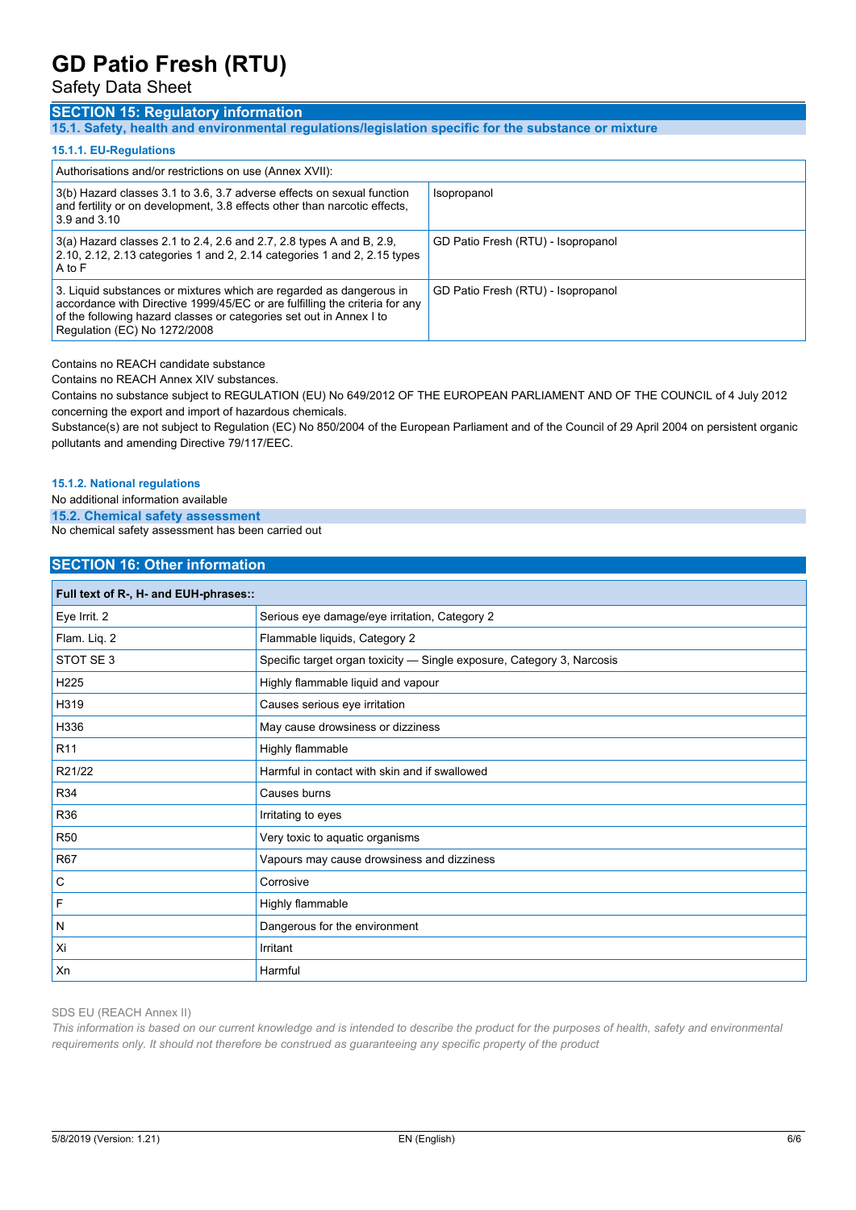## SECTION 15: Regulatory information

### 15.1. Safety, health and environmental regulations/legislation specific for the substance or mixture

#### 15.1.1. EU-Regulations

| Authorisations and/or restrictions on use (Annex XVII): | |
|---|---|
| 3(b) Hazard classes 3.1 to 3.6, 3.7 adverse effects on sexual function and fertility or on development, 3.8 effects other than narcotic effects, 3.9 and 3.10 | Isopropanol |
| 3(a) Hazard classes 2.1 to 2.4, 2.6 and 2.7, 2.8 types A and B, 2.9, 2.10, 2.12, 2.13 categories 1 and 2, 2.14 categories 1 and 2, 2.15 types A to F | GD Patio Fresh (RTU) - Isopropanol |
| 3. Liquid substances or mixtures which are regarded as dangerous in accordance with Directive 1999/45/EC or are fulfilling the criteria for any of the following hazard classes or categories set out in Annex I to Regulation (EC) No 1272/2008 | GD Patio Fresh (RTU) - Isopropanol |

Contains no REACH candidate substance

Contains no REACH Annex XIV substances.

Contains no substance subject to REGULATION (EU) No 649/2012 OF THE EUROPEAN PARLIAMENT AND OF THE COUNCIL of 4 July 2012 concerning the export and import of hazardous chemicals.

Substance(s) are not subject to Regulation (EC) No 850/2004 of the European Parliament and of the Council of 29 April 2004 on persistent organic pollutants and amending Directive 79/117/EEC.

#### 15.1.2. National regulations

No additional information available

### 15.2. Chemical safety assessment

No chemical safety assessment has been carried out

## SECTION 16: Other information

| Full text of R-, H- and EUH-phrases:: | |
|---|---|
| Eye Irrit. 2 | Serious eye damage/eye irritation, Category 2 |
| Flam. Liq. 2 | Flammable liquids, Category 2 |
| STOT SE 3 | Specific target organ toxicity — Single exposure, Category 3, Narcosis |
| H225 | Highly flammable liquid and vapour |
| H319 | Causes serious eye irritation |
| H336 | May cause drowsiness or dizziness |
| R11 | Highly flammable |
| R21/22 | Harmful in contact with skin and if swallowed |
| R34 | Causes burns |
| R36 | Irritating to eyes |
| R50 | Very toxic to aquatic organisms |
| R67 | Vapours may cause drowsiness and dizziness |
| C | Corrosive |
| F | Highly flammable |
| N | Dangerous for the environment |
| Xi | Irritant |
| Xn | Harmful |

SDS EU (REACH Annex II)

*This information is based on our current knowledge and is intended to describe the product for the purposes of health, safety and environmental requirements only. It should not therefore be construed as guaranteeing any specific property of the product*